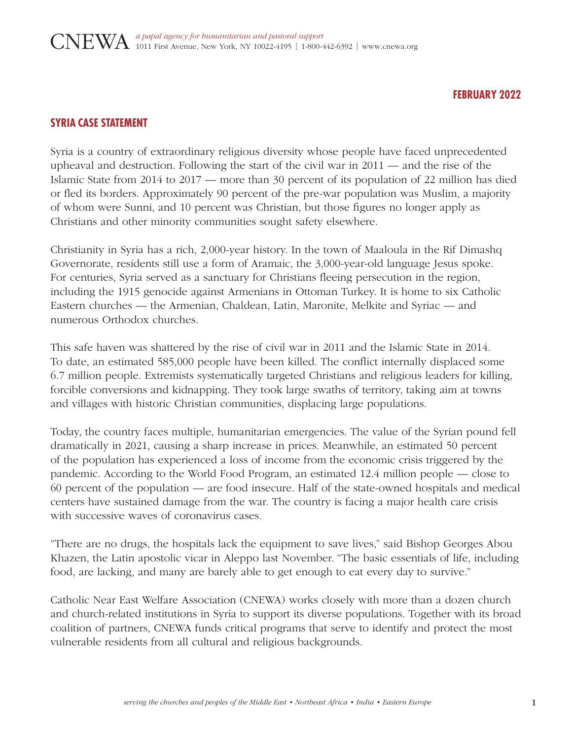CNEWA *a papal agency for humanitarian and pastoral support*
1011 First Avenue, New York, NY 10022-4195 | 1-800-442-6392 | www.cnewa.org

**FEBRUARY 2022**

## SYRIA CASE STATEMENT

Syria is a country of extraordinary religious diversity whose people have faced unprecedented upheaval and destruction. Following the start of the civil war in 2011 — and the rise of the Islamic State from 2014 to 2017 — more than 30 percent of its population of 22 million has died or fled its borders. Approximately 90 percent of the pre-war population was Muslim, a majority of whom were Sunni, and 10 percent was Christian, but those figures no longer apply as Christians and other minority communities sought safety elsewhere.

Christianity in Syria has a rich, 2,000-year history. In the town of Maaloula in the Rif Dimashq Governorate, residents still use a form of Aramaic, the 3,000-year-old language Jesus spoke. For centuries, Syria served as a sanctuary for Christians fleeing persecution in the region, including the 1915 genocide against Armenians in Ottoman Turkey. It is home to six Catholic Eastern churches — the Armenian, Chaldean, Latin, Maronite, Melkite and Syriac — and numerous Orthodox churches.

This safe haven was shattered by the rise of civil war in 2011 and the Islamic State in 2014. To date, an estimated 585,000 people have been killed. The conflict internally displaced some 6.7 million people. Extremists systematically targeted Christians and religious leaders for killing, forcible conversions and kidnapping. They took large swaths of territory, taking aim at towns and villages with historic Christian communities, displacing large populations.

Today, the country faces multiple, humanitarian emergencies. The value of the Syrian pound fell dramatically in 2021, causing a sharp increase in prices. Meanwhile, an estimated 50 percent of the population has experienced a loss of income from the economic crisis triggered by the pandemic. According to the World Food Program, an estimated 12.4 million people — close to 60 percent of the population — are food insecure. Half of the state-owned hospitals and medical centers have sustained damage from the war. The country is facing a major health care crisis with successive waves of coronavirus cases.

"There are no drugs, the hospitals lack the equipment to save lives," said Bishop Georges Abou Khazen, the Latin apostolic vicar in Aleppo last November. "The basic essentials of life, including food, are lacking, and many are barely able to get enough to eat every day to survive."

Catholic Near East Welfare Association (CNEWA) works closely with more than a dozen church and church-related institutions in Syria to support its diverse populations. Together with its broad coalition of partners, CNEWA funds critical programs that serve to identify and protect the most vulnerable residents from all cultural and religious backgrounds.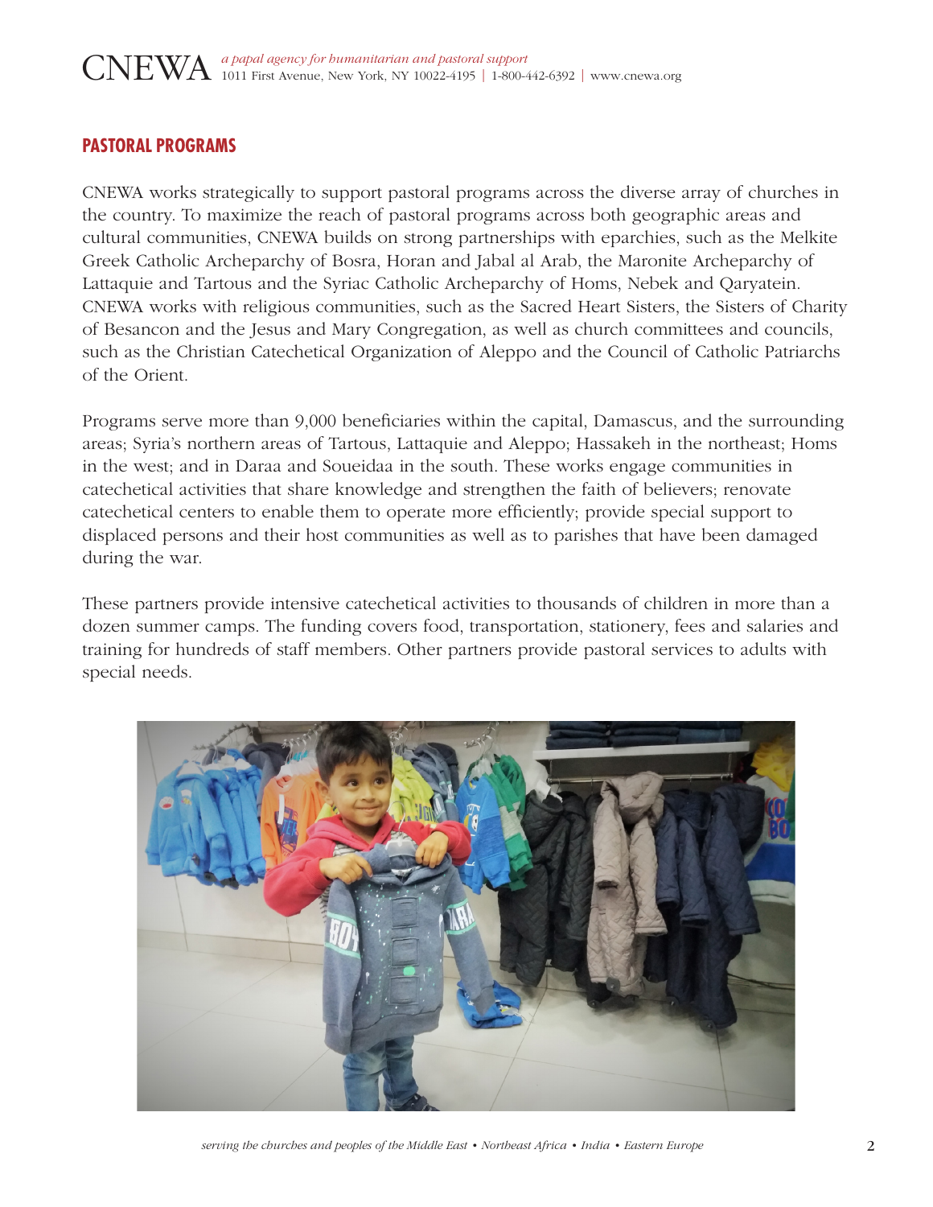## PASTORAL PROGRAMS

CNEWA works strategically to support pastoral programs across the diverse array of churches in the country. To maximize the reach of pastoral programs across both geographic areas and cultural communities, CNEWA builds on strong partnerships with eparchies, such as the Melkite Greek Catholic Archeparchy of Bosra, Horan and Jabal al Arab, the Maronite Archeparchy of Lattaquie and Tartous and the Syriac Catholic Archeparchy of Homs, Nebek and Qaryatein. CNEWA works with religious communities, such as the Sacred Heart Sisters, the Sisters of Charity of Besancon and the Jesus and Mary Congregation, as well as church committees and councils, such as the Christian Catechetical Organization of Aleppo and the Council of Catholic Patriarchs of the Orient.

Programs serve more than 9,000 beneficiaries within the capital, Damascus, and the surrounding areas; Syria's northern areas of Tartous, Lattaquie and Aleppo; Hassakeh in the northeast; Homs in the west; and in Daraa and Soueidaa in the south. These works engage communities in catechetical activities that share knowledge and strengthen the faith of believers; renovate catechetical centers to enable them to operate more efficiently; provide special support to displaced persons and their host communities as well as to parishes that have been damaged during the war.

These partners provide intensive catechetical activities to thousands of children in more than a dozen summer camps. The funding covers food, transportation, stationery, fees and salaries and training for hundreds of staff members. Other partners provide pastoral services to adults with special needs.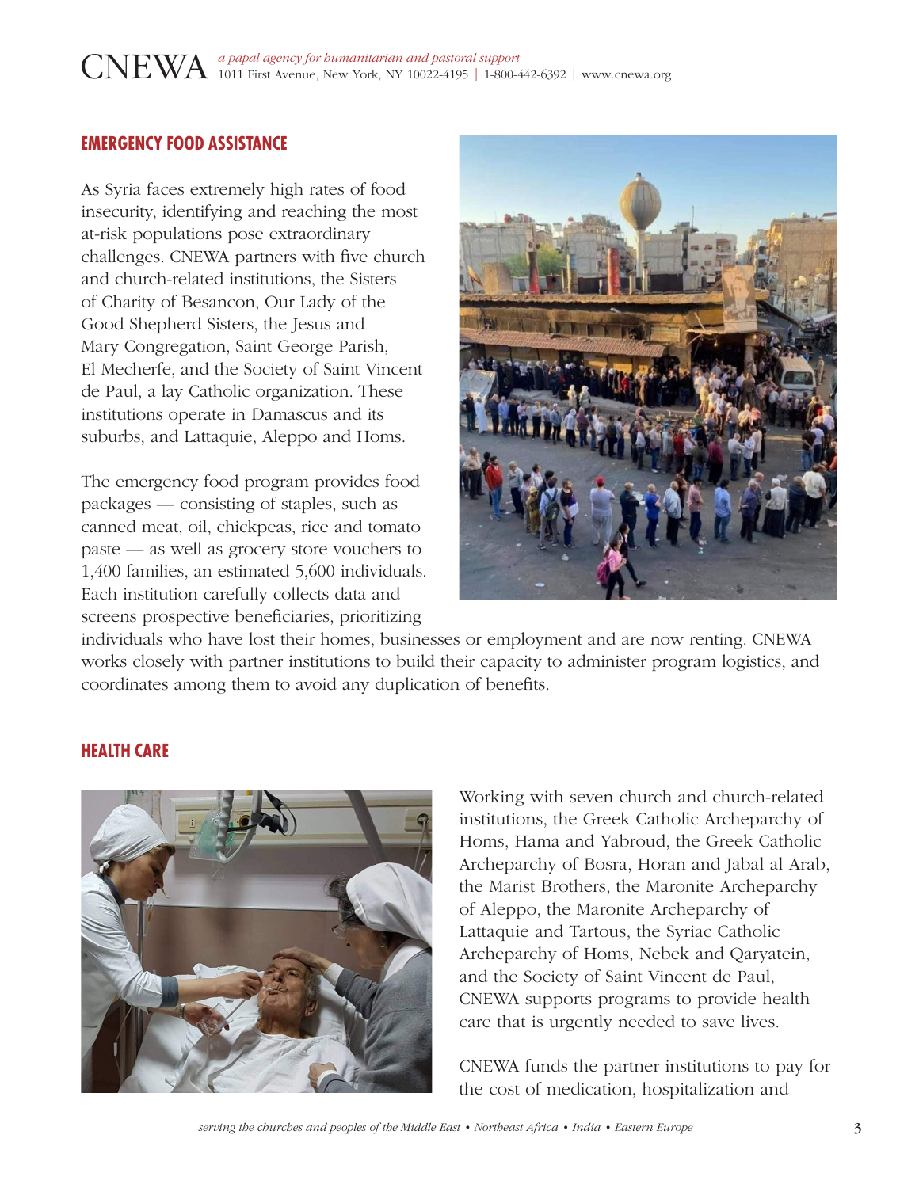## EMERGENCY FOOD ASSISTANCE

As Syria faces extremely high rates of food insecurity, identifying and reaching the most at-risk populations pose extraordinary challenges. CNEWA partners with five church and church-related institutions, the Sisters of Charity of Besancon, Our Lady of the Good Shepherd Sisters, the Jesus and Mary Congregation, Saint George Parish, El Mecherfe, and the Society of Saint Vincent de Paul, a lay Catholic organization. These institutions operate in Damascus and its suburbs, and Lattaquie, Aleppo and Homs.

The emergency food program provides food packages — consisting of staples, such as canned meat, oil, chickpeas, rice and tomato paste — as well as grocery store vouchers to 1,400 families, an estimated 5,600 individuals. Each institution carefully collects data and screens prospective beneficiaries, prioritizing individuals who have lost their homes, businesses or employment and are now renting. CNEWA works closely with partner institutions to build their capacity to administer program logistics, and coordinates among them to avoid any duplication of benefits.

## HEALTH CARE

Working with seven church and church-related institutions, the Greek Catholic Archeparchy of Homs, Hama and Yabroud, the Greek Catholic Archeparchy of Bosra, Horan and Jabal al Arab, the Marist Brothers, the Maronite Archeparchy of Aleppo, the Maronite Archeparchy of Lattaquie and Tartous, the Syriac Catholic Archeparchy of Homs, Nebek and Qaryatein, and the Society of Saint Vincent de Paul, CNEWA supports programs to provide health care that is urgently needed to save lives.

CNEWA funds the partner institutions to pay for the cost of medication, hospitalization and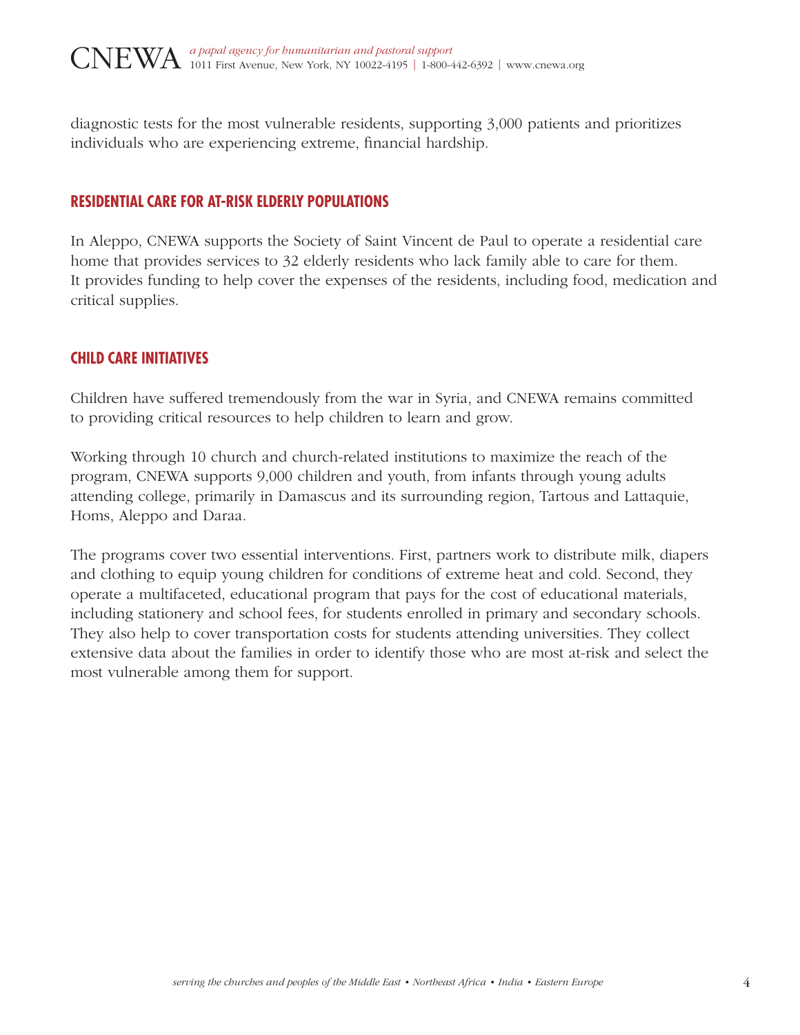diagnostic tests for the most vulnerable residents, supporting 3,000 patients and prioritizes individuals who are experiencing extreme, financial hardship.

## RESIDENTIAL CARE FOR AT-RISK ELDERLY POPULATIONS

In Aleppo, CNEWA supports the Society of Saint Vincent de Paul to operate a residential care home that provides services to 32 elderly residents who lack family able to care for them. It provides funding to help cover the expenses of the residents, including food, medication and critical supplies.

## CHILD CARE INITIATIVES

Children have suffered tremendously from the war in Syria, and CNEWA remains committed to providing critical resources to help children to learn and grow.

Working through 10 church and church-related institutions to maximize the reach of the program, CNEWA supports 9,000 children and youth, from infants through young adults attending college, primarily in Damascus and its surrounding region, Tartous and Lattaquie, Homs, Aleppo and Daraa.

The programs cover two essential interventions. First, partners work to distribute milk, diapers and clothing to equip young children for conditions of extreme heat and cold. Second, they operate a multifaceted, educational program that pays for the cost of educational materials, including stationery and school fees, for students enrolled in primary and secondary schools. They also help to cover transportation costs for students attending universities. They collect extensive data about the families in order to identify those who are most at-risk and select the most vulnerable among them for support.